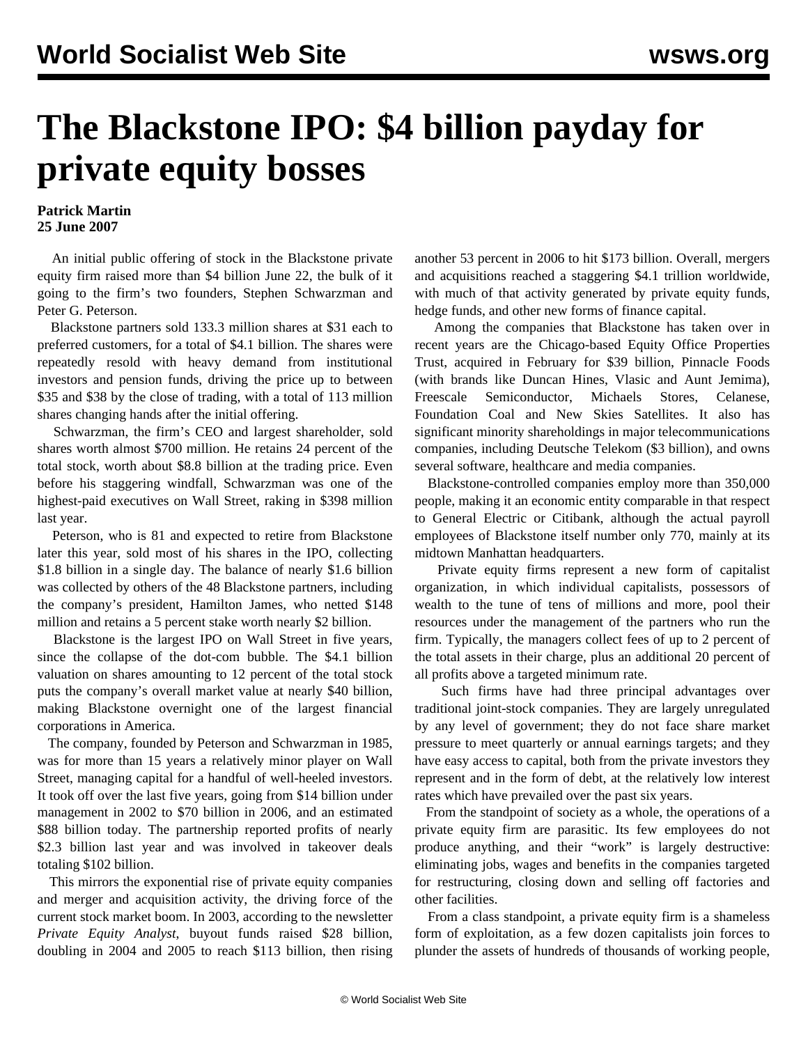# The Blackstone IPO: $4 billion payday for private equity bosses

**Patrick Martin**
**25 June 2007**

An initial public offering of stock in the Blackstone private equity firm raised more than $4 billion June 22, the bulk of it going to the firm's two founders, Stephen Schwarzman and Peter G. Peterson.

Blackstone partners sold 133.3 million shares at $31 each to preferred customers, for a total of $4.1 billion. The shares were repeatedly resold with heavy demand from institutional investors and pension funds, driving the price up to between $35 and $38 by the close of trading, with a total of 113 million shares changing hands after the initial offering.

Schwarzman, the firm's CEO and largest shareholder, sold shares worth almost $700 million. He retains 24 percent of the total stock, worth about $8.8 billion at the trading price. Even before his staggering windfall, Schwarzman was one of the highest-paid executives on Wall Street, raking in $398 million last year.

Peterson, who is 81 and expected to retire from Blackstone later this year, sold most of his shares in the IPO, collecting $1.8 billion in a single day. The balance of nearly $1.6 billion was collected by others of the 48 Blackstone partners, including the company's president, Hamilton James, who netted $148 million and retains a 5 percent stake worth nearly $2 billion.

Blackstone is the largest IPO on Wall Street in five years, since the collapse of the dot-com bubble. The $4.1 billion valuation on shares amounting to 12 percent of the total stock puts the company's overall market value at nearly $40 billion, making Blackstone overnight one of the largest financial corporations in America.

The company, founded by Peterson and Schwarzman in 1985, was for more than 15 years a relatively minor player on Wall Street, managing capital for a handful of well-heeled investors. It took off over the last five years, going from $14 billion under management in 2002 to $70 billion in 2006, and an estimated $88 billion today. The partnership reported profits of nearly $2.3 billion last year and was involved in takeover deals totaling $102 billion.

This mirrors the exponential rise of private equity companies and merger and acquisition activity, the driving force of the current stock market boom. In 2003, according to the newsletter *Private Equity Analyst*, buyout funds raised $28 billion, doubling in 2004 and 2005 to reach $113 billion, then rising another 53 percent in 2006 to hit $173 billion. Overall, mergers and acquisitions reached a staggering $4.1 trillion worldwide, with much of that activity generated by private equity funds, hedge funds, and other new forms of finance capital.

Among the companies that Blackstone has taken over in recent years are the Chicago-based Equity Office Properties Trust, acquired in February for $39 billion, Pinnacle Foods (with brands like Duncan Hines, Vlasic and Aunt Jemima), Freescale Semiconductor, Michaels Stores, Celanese, Foundation Coal and New Skies Satellites. It also has significant minority shareholdings in major telecommunications companies, including Deutsche Telekom ($3 billion), and owns several software, healthcare and media companies.

Blackstone-controlled companies employ more than 350,000 people, making it an economic entity comparable in that respect to General Electric or Citibank, although the actual payroll employees of Blackstone itself number only 770, mainly at its midtown Manhattan headquarters.

Private equity firms represent a new form of capitalist organization, in which individual capitalists, possessors of wealth to the tune of tens of millions and more, pool their resources under the management of the partners who run the firm. Typically, the managers collect fees of up to 2 percent of the total assets in their charge, plus an additional 20 percent of all profits above a targeted minimum rate.

Such firms have had three principal advantages over traditional joint-stock companies. They are largely unregulated by any level of government; they do not face share market pressure to meet quarterly or annual earnings targets; and they have easy access to capital, both from the private investors they represent and in the form of debt, at the relatively low interest rates which have prevailed over the past six years.

From the standpoint of society as a whole, the operations of a private equity firm are parasitic. Its few employees do not produce anything, and their "work" is largely destructive: eliminating jobs, wages and benefits in the companies targeted for restructuring, closing down and selling off factories and other facilities.

From a class standpoint, a private equity firm is a shameless form of exploitation, as a few dozen capitalists join forces to plunder the assets of hundreds of thousands of working people,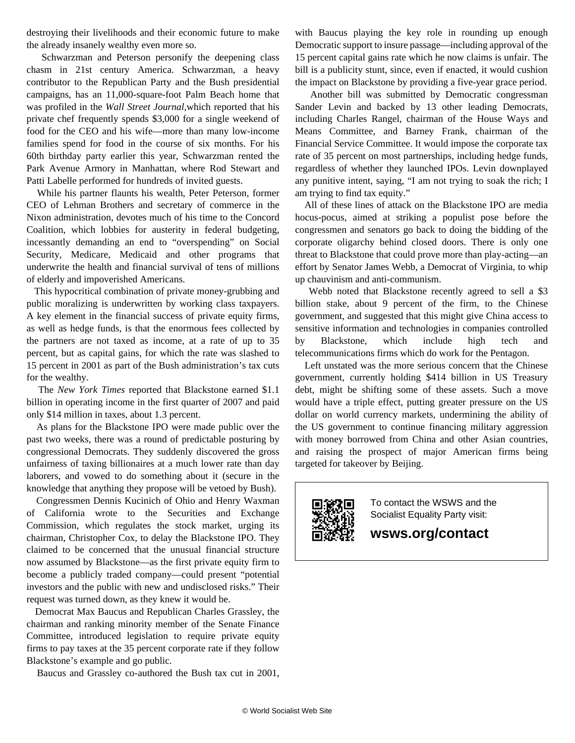destroying their livelihoods and their economic future to make the already insanely wealthy even more so.

Schwarzman and Peterson personify the deepening class chasm in 21st century America. Schwarzman, a heavy contributor to the Republican Party and the Bush presidential campaigns, has an 11,000-square-foot Palm Beach home that was profiled in the *Wall Street Journal*,which reported that his private chef frequently spends $3,000 for a single weekend of food for the CEO and his wife—more than many low-income families spend for food in the course of six months. For his 60th birthday party earlier this year, Schwarzman rented the Park Avenue Armory in Manhattan, where Rod Stewart and Patti Labelle performed for hundreds of invited guests.

While his partner flaunts his wealth, Peter Peterson, former CEO of Lehman Brothers and secretary of commerce in the Nixon administration, devotes much of his time to the Concord Coalition, which lobbies for austerity in federal budgeting, incessantly demanding an end to "overspending" on Social Security, Medicare, Medicaid and other programs that underwrite the health and financial survival of tens of millions of elderly and impoverished Americans.

This hypocritical combination of private money-grubbing and public moralizing is underwritten by working class taxpayers. A key element in the financial success of private equity firms, as well as hedge funds, is that the enormous fees collected by the partners are not taxed as income, at a rate of up to 35 percent, but as capital gains, for which the rate was slashed to 15 percent in 2001 as part of the Bush administration's tax cuts for the wealthy.

The *New York Times* reported that Blackstone earned $1.1 billion in operating income in the first quarter of 2007 and paid only $14 million in taxes, about 1.3 percent.

As plans for the Blackstone IPO were made public over the past two weeks, there was a round of predictable posturing by congressional Democrats. They suddenly discovered the gross unfairness of taxing billionaires at a much lower rate than day laborers, and vowed to do something about it (secure in the knowledge that anything they propose will be vetoed by Bush).

Congressmen Dennis Kucinich of Ohio and Henry Waxman of California wrote to the Securities and Exchange Commission, which regulates the stock market, urging its chairman, Christopher Cox, to delay the Blackstone IPO. They claimed to be concerned that the unusual financial structure now assumed by Blackstone—as the first private equity firm to become a publicly traded company—could present "potential investors and the public with new and undisclosed risks." Their request was turned down, as they knew it would be.

Democrat Max Baucus and Republican Charles Grassley, the chairman and ranking minority member of the Senate Finance Committee, introduced legislation to require private equity firms to pay taxes at the 35 percent corporate rate if they follow Blackstone's example and go public.

Baucus and Grassley co-authored the Bush tax cut in 2001, with Baucus playing the key role in rounding up enough Democratic support to insure passage—including approval of the 15 percent capital gains rate which he now claims is unfair. The bill is a publicity stunt, since, even if enacted, it would cushion the impact on Blackstone by providing a five-year grace period.

Another bill was submitted by Democratic congressman Sander Levin and backed by 13 other leading Democrats, including Charles Rangel, chairman of the House Ways and Means Committee, and Barney Frank, chairman of the Financial Service Committee. It would impose the corporate tax rate of 35 percent on most partnerships, including hedge funds, regardless of whether they launched IPOs. Levin downplayed any punitive intent, saying, "I am not trying to soak the rich; I am trying to find tax equity."

All of these lines of attack on the Blackstone IPO are media hocus-pocus, aimed at striking a populist pose before the congressmen and senators go back to doing the bidding of the corporate oligarchy behind closed doors. There is only one threat to Blackstone that could prove more than play-acting—an effort by Senator James Webb, a Democrat of Virginia, to whip up chauvinism and anti-communism.

Webb noted that Blackstone recently agreed to sell a $3 billion stake, about 9 percent of the firm, to the Chinese government, and suggested that this might give China access to sensitive information and technologies in companies controlled by Blackstone, which include high tech and telecommunications firms which do work for the Pentagon.

Left unstated was the more serious concern that the Chinese government, currently holding $414 billion in US Treasury debt, might be shifting some of these assets. Such a move would have a triple effect, putting greater pressure on the US dollar on world currency markets, undermining the ability of the US government to continue financing military aggression with money borrowed from China and other Asian countries, and raising the prospect of major American firms being targeted for takeover by Beijing.

To contact the WSWS and the Socialist Equality Party visit:

**wsws.org/contact**